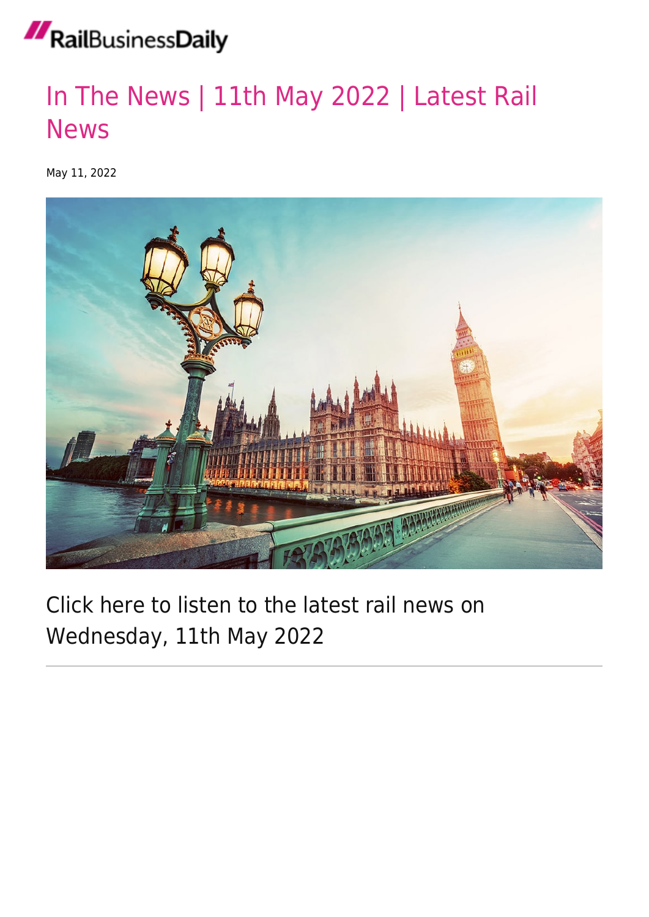# In The News | 11th May 2022 | Latest Rail News

May 11, 2022

Click here to listen to the latest rail news on Wednesday, 11th May 2022

---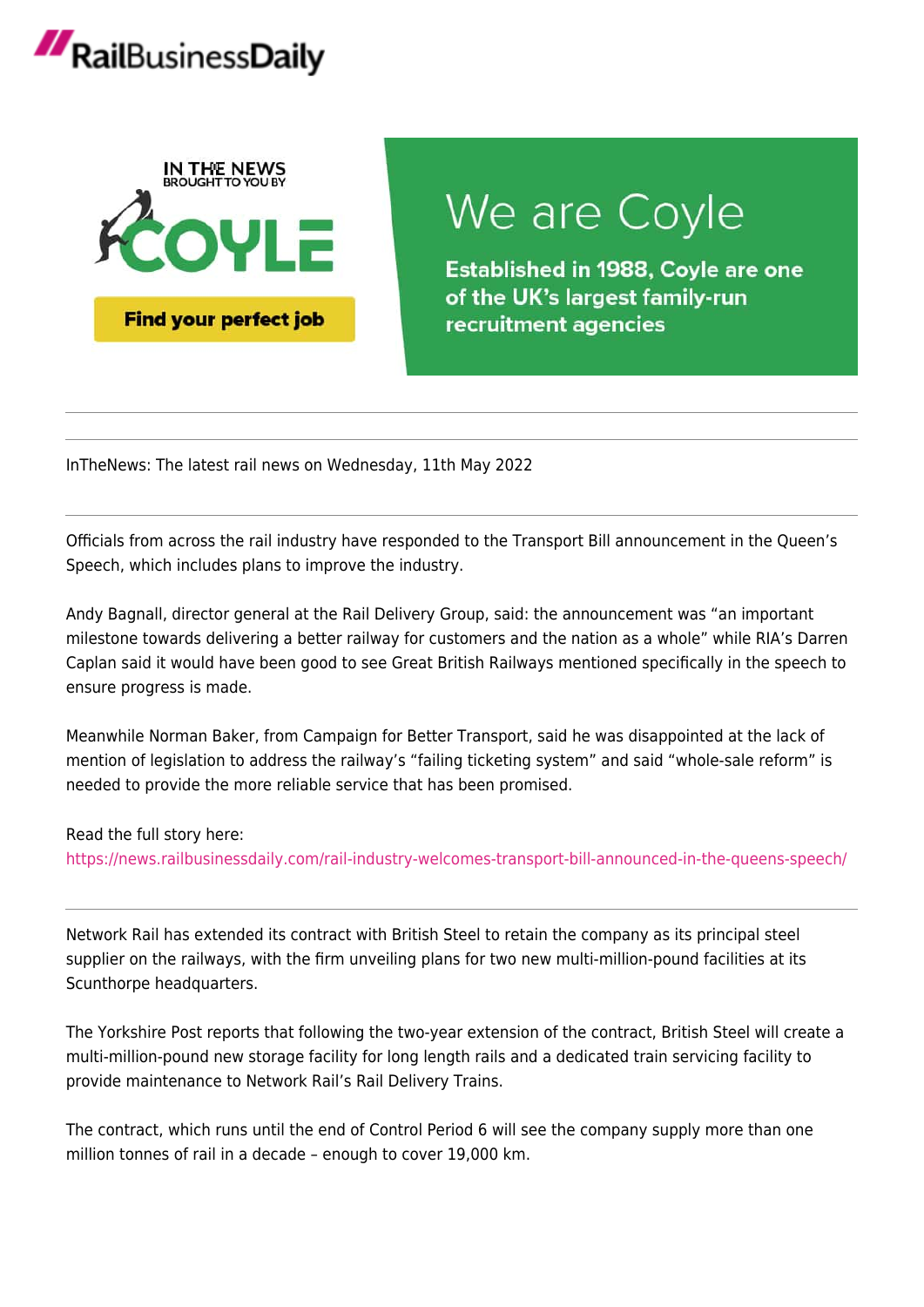RailBusinessDaily

IN THE NEWS BROUGHT TO YOU BY COYLE

Find your perfect job

We are Coyle

Established in 1988, Coyle are one of the UK's largest family-run recruitment agencies

---

InTheNews: The latest rail news on Wednesday, 11th May 2022

---

Officials from across the rail industry have responded to the Transport Bill announcement in the Queen's Speech, which includes plans to improve the industry.

Andy Bagnall, director general at the Rail Delivery Group, said: the announcement was "an important milestone towards delivering a better railway for customers and the nation as a whole" while RIA's Darren Caplan said it would have been good to see Great British Railways mentioned specifically in the speech to ensure progress is made.

Meanwhile Norman Baker, from Campaign for Better Transport, said he was disappointed at the lack of mention of legislation to address the railway's "failing ticketing system" and said "whole-sale reform" is needed to provide the more reliable service that has been promised.

Read the full story here:
https://news.railbusinessdaily.com/rail-industry-welcomes-transport-bill-announced-in-the-queens-speech/

---

Network Rail has extended its contract with British Steel to retain the company as its principal steel supplier on the railways, with the firm unveiling plans for two new multi-million-pound facilities at its Scunthorpe headquarters.

The Yorkshire Post reports that following the two-year extension of the contract, British Steel will create a multi-million-pound new storage facility for long length rails and a dedicated train servicing facility to provide maintenance to Network Rail's Rail Delivery Trains.

The contract, which runs until the end of Control Period 6 will see the company supply more than one million tonnes of rail in a decade – enough to cover 19,000 km.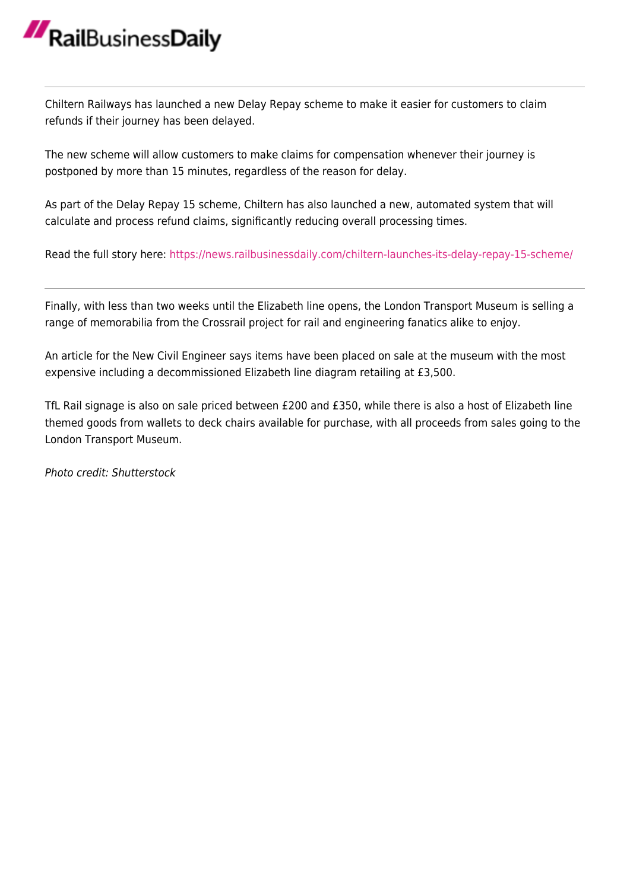Chiltern Railways has launched a new Delay Repay scheme to make it easier for customers to claim refunds if their journey has been delayed.

The new scheme will allow customers to make claims for compensation whenever their journey is postponed by more than 15 minutes, regardless of the reason for delay.

As part of the Delay Repay 15 scheme, Chiltern has also launched a new, automated system that will calculate and process refund claims, significantly reducing overall processing times.

Read the full story here: https://news.railbusinessdaily.com/chiltern-launches-its-delay-repay-15-scheme/

---

Finally, with less than two weeks until the Elizabeth line opens, the London Transport Museum is selling a range of memorabilia from the Crossrail project for rail and engineering fanatics alike to enjoy.

An article for the New Civil Engineer says items have been placed on sale at the museum with the most expensive including a decommissioned Elizabeth line diagram retailing at £3,500.

TfL Rail signage is also on sale priced between £200 and £350, while there is also a host of Elizabeth line themed goods from wallets to deck chairs available for purchase, with all proceeds from sales going to the London Transport Museum.

*Photo credit: Shutterstock*